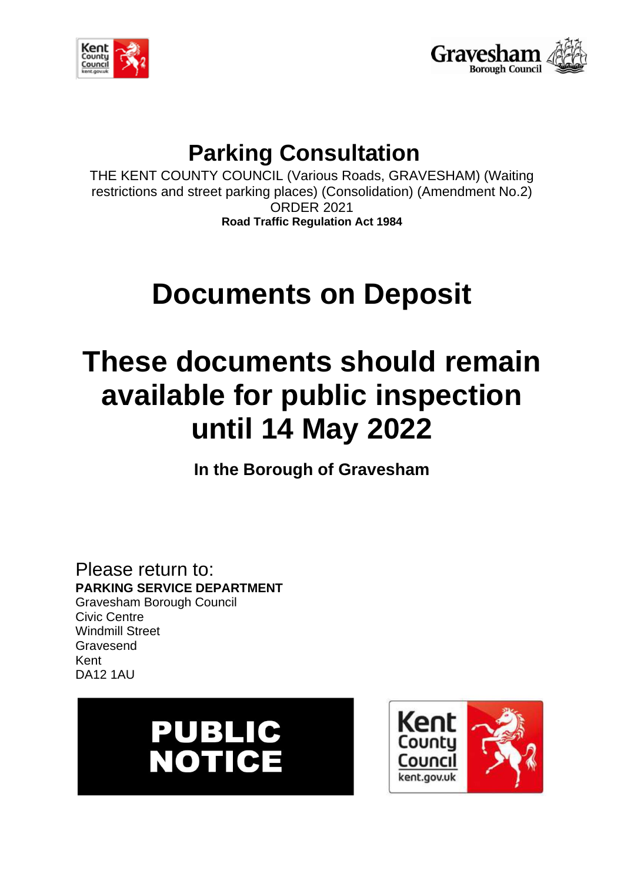# Parking Consultation

THE KENT COUNTY COUNCIL (Various Roads, GRAVESHAM) (Waiting restrictions and street parking places) (Consolidation) (Amendment No.2) ORDER 2021

**Road Traffic Regulation Act 1984**

# Documents on Deposit

# These documents should remain available for public inspection until 14 May 2022

**In the Borough of Gravesham**

Please return to:
**PARKING SERVICE DEPARTMENT**
Gravesham Borough Council
Civic Centre
Windmill Street
Gravesend
Kent
DA12 1AU

**PUBLIC NOTICE**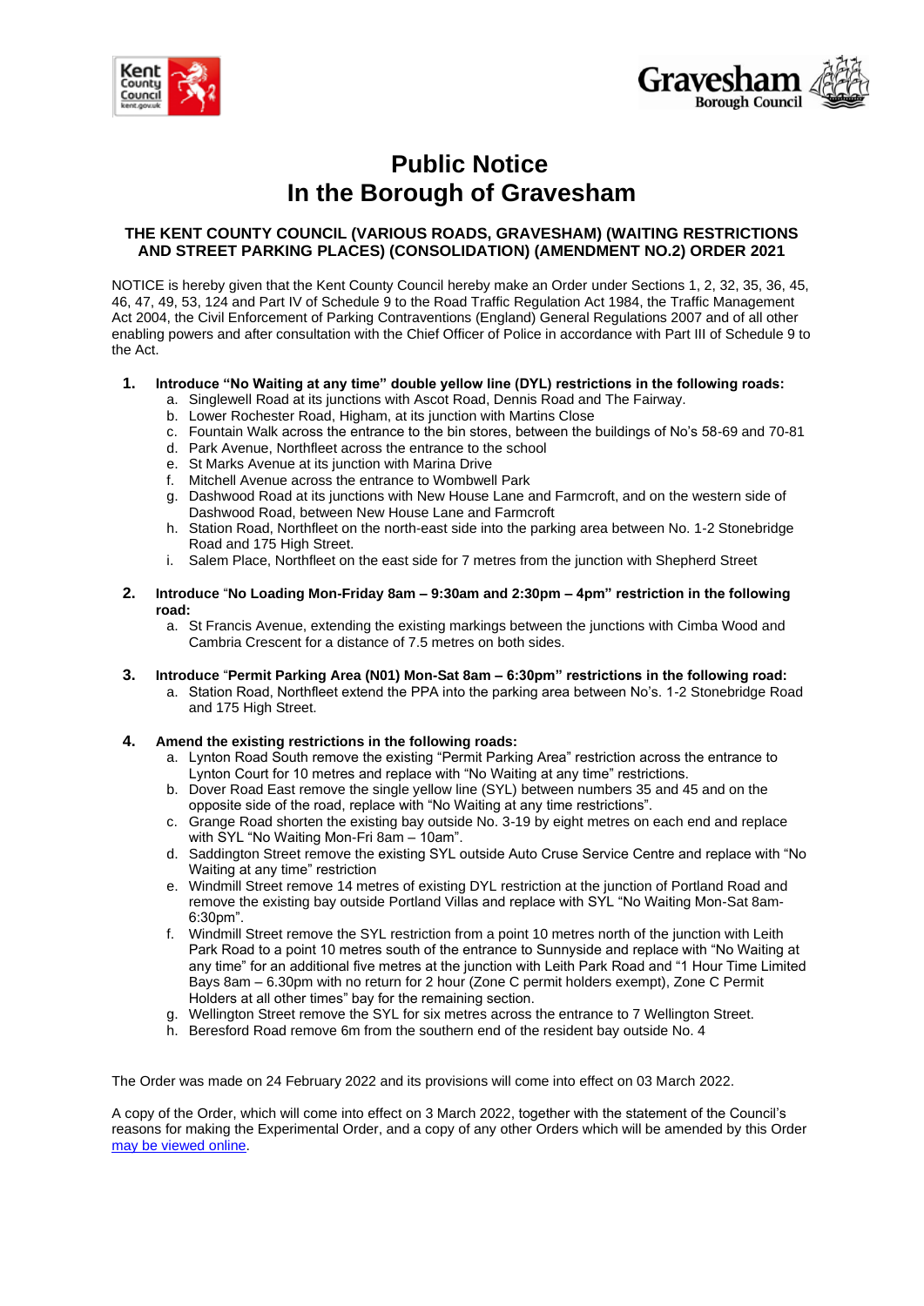# Public Notice
# In the Borough of Gravesham

### THE KENT COUNTY COUNCIL (VARIOUS ROADS, GRAVESHAM) (WAITING RESTRICTIONS AND STREET PARKING PLACES) (CONSOLIDATION) (AMENDMENT NO.2) ORDER 2021

NOTICE is hereby given that the Kent County Council hereby make an Order under Sections 1, 2, 32, 35, 36, 45, 46, 47, 49, 53, 124 and Part IV of Schedule 9 to the Road Traffic Regulation Act 1984, the Traffic Management Act 2004, the Civil Enforcement of Parking Contraventions (England) General Regulations 2007 and of all other enabling powers and after consultation with the Chief Officer of Police in accordance with Part III of Schedule 9 to the Act.

1. **Introduce "No Waiting at any time" double yellow line (DYL) restrictions in the following roads:**
   a. Singlewell Road at its junctions with Ascot Road, Dennis Road and The Fairway.
   b. Lower Rochester Road, Higham, at its junction with Martins Close
   c. Fountain Walk across the entrance to the bin stores, between the buildings of No's 58-69 and 70-81
   d. Park Avenue, Northfleet across the entrance to the school
   e. St Marks Avenue at its junction with Marina Drive
   f. Mitchell Avenue across the entrance to Wombwell Park
   g. Dashwood Road at its junctions with New House Lane and Farmcroft, and on the western side of Dashwood Road, between New House Lane and Farmcroft
   h. Station Road, Northfleet on the north-east side into the parking area between No. 1-2 Stonebridge Road and 175 High Street.
   i. Salem Place, Northfleet on the east side for 7 metres from the junction with Shepherd Street

2. **Introduce "No Loading Mon-Friday 8am – 9:30am and 2:30pm – 4pm" restriction in the following road:**
   a. St Francis Avenue, extending the existing markings between the junctions with Cimba Wood and Cambria Crescent for a distance of 7.5 metres on both sides.

3. **Introduce "Permit Parking Area (N01) Mon-Sat 8am – 6:30pm" restrictions in the following road:**
   a. Station Road, Northfleet extend the PPA into the parking area between No's. 1-2 Stonebridge Road and 175 High Street.

4. **Amend the existing restrictions in the following roads:**
   a. Lynton Road South remove the existing "Permit Parking Area" restriction across the entrance to Lynton Court for 10 metres and replace with "No Waiting at any time" restrictions.
   b. Dover Road East remove the single yellow line (SYL) between numbers 35 and 45 and on the opposite side of the road, replace with "No Waiting at any time restrictions".
   c. Grange Road shorten the existing bay outside No. 3-19 by eight metres on each end and replace with SYL "No Waiting Mon-Fri 8am – 10am".
   d. Saddington Street remove the existing SYL outside Auto Cruse Service Centre and replace with "No Waiting at any time" restriction
   e. Windmill Street remove 14 metres of existing DYL restriction at the junction of Portland Road and remove the existing bay outside Portland Villas and replace with SYL "No Waiting Mon-Sat 8am-6:30pm".
   f. Windmill Street remove the SYL restriction from a point 10 metres north of the junction with Leith Park Road to a point 10 metres south of the entrance to Sunnyside and replace with "No Waiting at any time" for an additional five metres at the junction with Leith Park Road and "1 Hour Time Limited Bays 8am – 6.30pm with no return for 2 hour (Zone C permit holders exempt), Zone C Permit Holders at all other times" bay for the remaining section.
   g. Wellington Street remove the SYL for six metres across the entrance to 7 Wellington Street.
   h. Beresford Road remove 6m from the southern end of the resident bay outside No. 4

The Order was made on 24 February 2022 and its provisions will come into effect on 03 March 2022.

A copy of the Order, which will come into effect on 3 March 2022, together with the statement of the Council's reasons for making the Experimental Order, and a copy of any other Orders which will be amended by this Order [may be viewed online](#).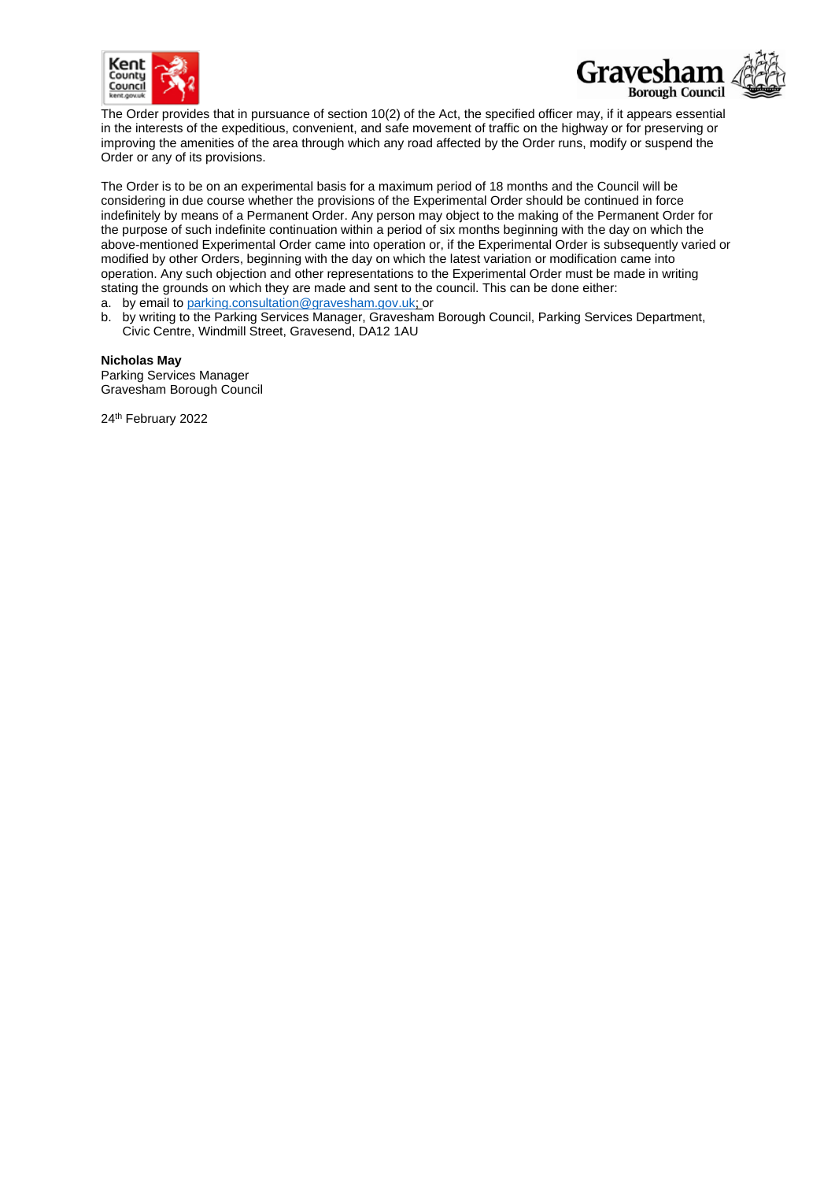The Order provides that in pursuance of section 10(2) of the Act, the specified officer may, if it appears essential in the interests of the expeditious, convenient, and safe movement of traffic on the highway or for preserving or improving the amenities of the area through which any road affected by the Order runs, modify or suspend the Order or any of its provisions.

The Order is to be on an experimental basis for a maximum period of 18 months and the Council will be considering in due course whether the provisions of the Experimental Order should be continued in force indefinitely by means of a Permanent Order. Any person may object to the making of the Permanent Order for the purpose of such indefinite continuation within a period of six months beginning with the day on which the above-mentioned Experimental Order came into operation or, if the Experimental Order is subsequently varied or modified by other Orders, beginning with the day on which the latest variation or modification came into operation. Any such objection and other representations to the Experimental Order must be made in writing stating the grounds on which they are made and sent to the council. This can be done either:

a. by email to parking.consultation@gravesham.gov.uk; or
b. by writing to the Parking Services Manager, Gravesham Borough Council, Parking Services Department, Civic Centre, Windmill Street, Gravesend, DA12 1AU

**Nicholas May**
Parking Services Manager
Gravesham Borough Council

24th February 2022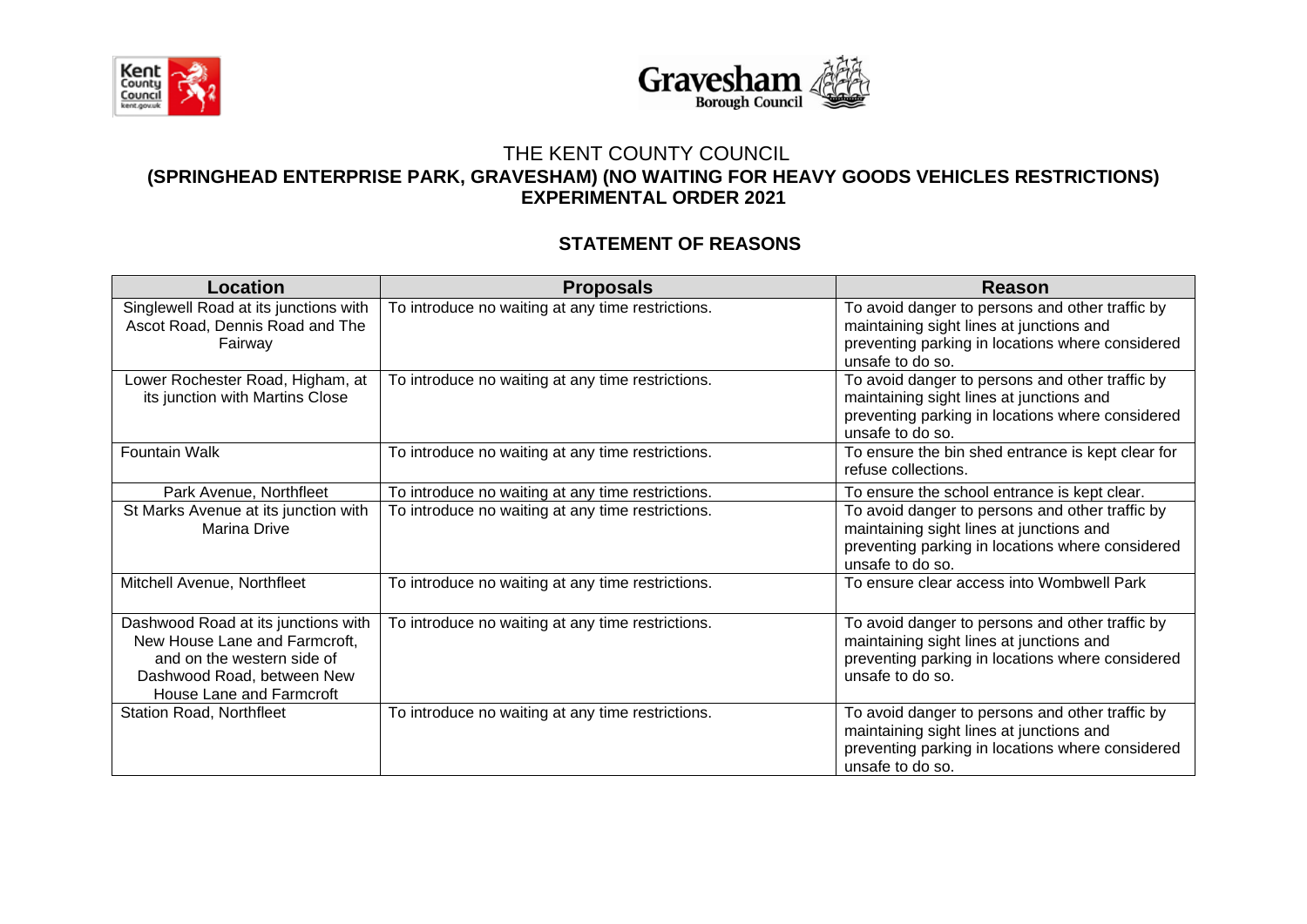THE KENT COUNTY COUNCIL

**(SPRINGHEAD ENTERPRISE PARK, GRAVESHAM) (NO WAITING FOR HEAVY GOODS VEHICLES RESTRICTIONS) EXPERIMENTAL ORDER 2021**

## STATEMENT OF REASONS

| Location | Proposals | Reason |
|---|---|---|
| Singlewell Road at its junctions with Ascot Road, Dennis Road and The Fairway | To introduce no waiting at any time restrictions. | To avoid danger to persons and other traffic by maintaining sight lines at junctions and preventing parking in locations where considered unsafe to do so. |
| Lower Rochester Road, Higham, at its junction with Martins Close | To introduce no waiting at any time restrictions. | To avoid danger to persons and other traffic by maintaining sight lines at junctions and preventing parking in locations where considered unsafe to do so. |
| Fountain Walk | To introduce no waiting at any time restrictions. | To ensure the bin shed entrance is kept clear for refuse collections. |
| Park Avenue, Northfleet | To introduce no waiting at any time restrictions. | To ensure the school entrance is kept clear. |
| St Marks Avenue at its junction with Marina Drive | To introduce no waiting at any time restrictions. | To avoid danger to persons and other traffic by maintaining sight lines at junctions and preventing parking in locations where considered unsafe to do so. |
| Mitchell Avenue, Northfleet | To introduce no waiting at any time restrictions. | To ensure clear access into Wombwell Park |
| Dashwood Road at its junctions with New House Lane and Farmcroft, and on the western side of Dashwood Road, between New House Lane and Farmcroft | To introduce no waiting at any time restrictions. | To avoid danger to persons and other traffic by maintaining sight lines at junctions and preventing parking in locations where considered unsafe to do so. |
| Station Road, Northfleet | To introduce no waiting at any time restrictions. | To avoid danger to persons and other traffic by maintaining sight lines at junctions and preventing parking in locations where considered unsafe to do so. |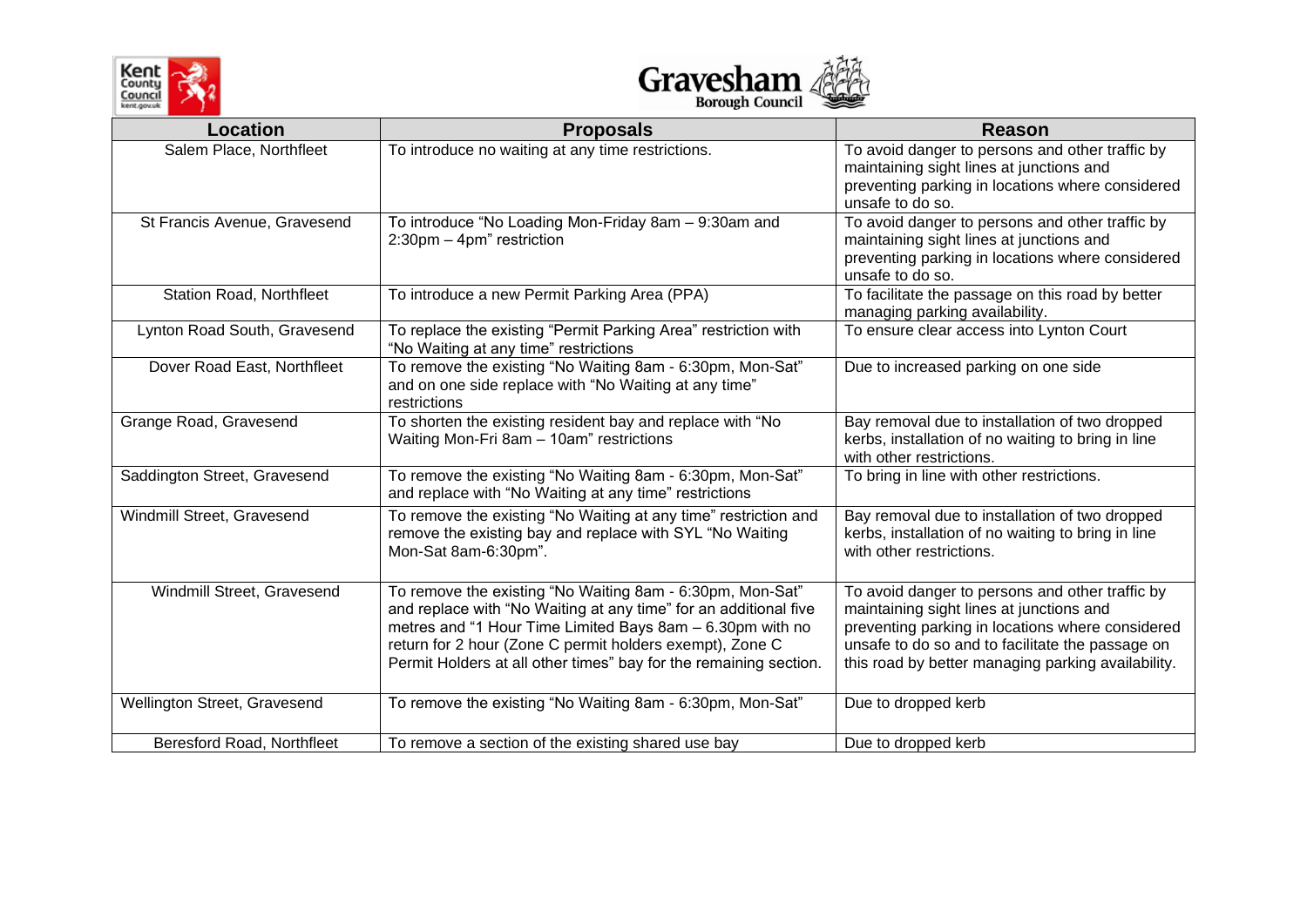| Location | Proposals | Reason |
|---|---|---|
| Salem Place, Northfleet | To introduce no waiting at any time restrictions. | To avoid danger to persons and other traffic by maintaining sight lines at junctions and preventing parking in locations where considered unsafe to do so. |
| St Francis Avenue, Gravesend | To introduce "No Loading Mon-Friday 8am – 9:30am and 2:30pm – 4pm" restriction | To avoid danger to persons and other traffic by maintaining sight lines at junctions and preventing parking in locations where considered unsafe to do so. |
| Station Road, Northfleet | To introduce a new Permit Parking Area (PPA) | To facilitate the passage on this road by better managing parking availability. |
| Lynton Road South, Gravesend | To replace the existing "Permit Parking Area" restriction with "No Waiting at any time" restrictions | To ensure clear access into Lynton Court |
| Dover Road East, Northfleet | To remove the existing "No Waiting 8am - 6:30pm, Mon-Sat" and on one side replace with "No Waiting at any time" restrictions | Due to increased parking on one side |
| Grange Road, Gravesend | To shorten the existing resident bay and replace with "No Waiting Mon-Fri 8am – 10am" restrictions | Bay removal due to installation of two dropped kerbs, installation of no waiting to bring in line with other restrictions. |
| Saddington Street, Gravesend | To remove the existing "No Waiting 8am - 6:30pm, Mon-Sat" and replace with "No Waiting at any time" restrictions | To bring in line with other restrictions. |
| Windmill Street, Gravesend | To remove the existing "No Waiting at any time" restriction and remove the existing bay and replace with SYL "No Waiting Mon-Sat 8am-6:30pm". | Bay removal due to installation of two dropped kerbs, installation of no waiting to bring in line with other restrictions. |
| Windmill Street, Gravesend | To remove the existing "No Waiting 8am - 6:30pm, Mon-Sat" and replace with "No Waiting at any time" for an additional five metres and "1 Hour Time Limited Bays 8am – 6.30pm with no return for 2 hour (Zone C permit holders exempt), Zone C Permit Holders at all other times" bay for the remaining section. | To avoid danger to persons and other traffic by maintaining sight lines at junctions and preventing parking in locations where considered unsafe to do so and to facilitate the passage on this road by better managing parking availability. |
| Wellington Street, Gravesend | To remove the existing "No Waiting 8am - 6:30pm, Mon-Sat" | Due to dropped kerb |
| Beresford Road, Northfleet | To remove a section of the existing shared use bay | Due to dropped kerb |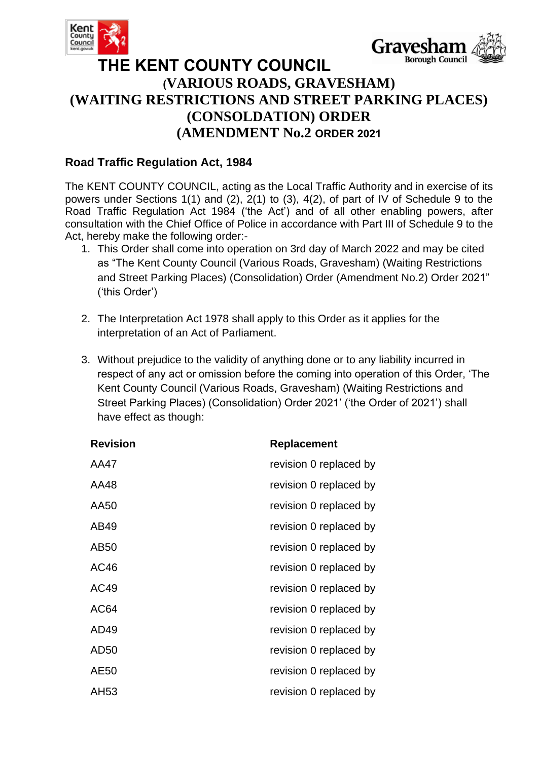# THE KENT COUNTY COUNCIL
## (VARIOUS ROADS, GRAVESHAM) (WAITING RESTRICTIONS AND STREET PARKING PLACES) (CONSOLDATION) ORDER (AMENDMENT No.2 ORDER 2021

### Road Traffic Regulation Act, 1984

The KENT COUNTY COUNCIL, acting as the Local Traffic Authority and in exercise of its powers under Sections 1(1) and (2), 2(1) to (3), 4(2), of part of IV of Schedule 9 to the Road Traffic Regulation Act 1984 ('the Act') and of all other enabling powers, after consultation with the Chief Office of Police in accordance with Part III of Schedule 9 to the Act, hereby make the following order:-

1. This Order shall come into operation on 3rd day of March 2022 and may be cited as "The Kent County Council (Various Roads, Gravesham) (Waiting Restrictions and Street Parking Places) (Consolidation) Order (Amendment No.2) Order 2021" ('this Order')

2. The Interpretation Act 1978 shall apply to this Order as it applies for the interpretation of an Act of Parliament.

3. Without prejudice to the validity of anything done or to any liability incurred in respect of any act or omission before the coming into operation of this Order, 'The Kent County Council (Various Roads, Gravesham) (Waiting Restrictions and Street Parking Places) (Consolidation) Order 2021' ('the Order of 2021') shall have effect as though:

| Revision | Replacement |
|---|---|
| AA47 | revision 0 replaced by |
| AA48 | revision 0 replaced by |
| AA50 | revision 0 replaced by |
| AB49 | revision 0 replaced by |
| AB50 | revision 0 replaced by |
| AC46 | revision 0 replaced by |
| AC49 | revision 0 replaced by |
| AC64 | revision 0 replaced by |
| AD49 | revision 0 replaced by |
| AD50 | revision 0 replaced by |
| AE50 | revision 0 replaced by |
| AH53 | revision 0 replaced by |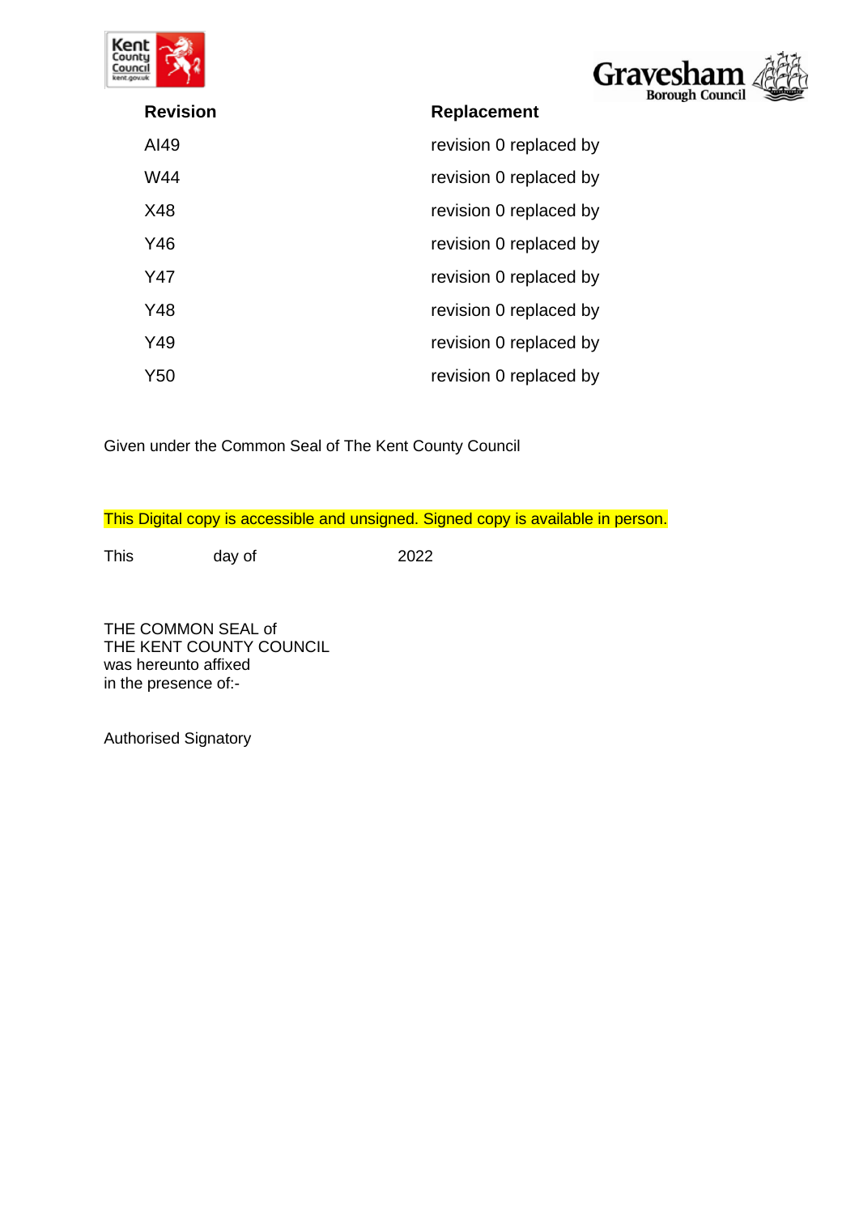| Revision | Replacement |
| --- | --- |
| AI49 | revision 0 replaced by |
| W44 | revision 0 replaced by |
| X48 | revision 0 replaced by |
| Y46 | revision 0 replaced by |
| Y47 | revision 0 replaced by |
| Y48 | revision 0 replaced by |
| Y49 | revision 0 replaced by |
| Y50 | revision 0 replaced by |

Given under the Common Seal of The Kent County Council

This Digital copy is accessible and unsigned. Signed copy is available in person.

This day of 2022

THE COMMON SEAL of
THE KENT COUNTY COUNCIL
was hereunto affixed
in the presence of:-

Authorised Signatory